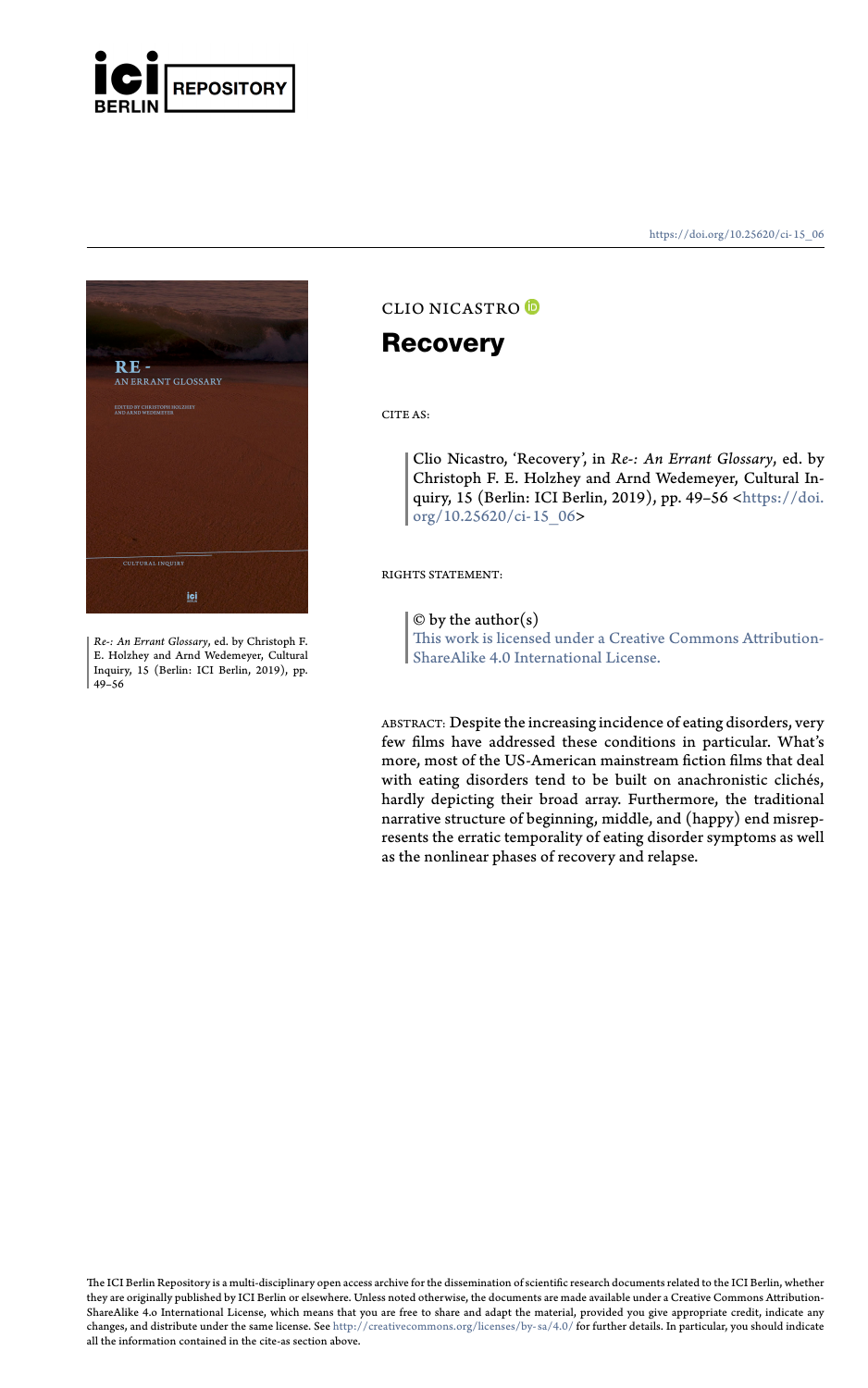https://doi.org/10.25620/ci-15_06

Re-: An Errant Glossary, ed. by Christoph F. E. Holzhey and Arnd Wedemeyer, Cultural Inquiry, 15 (Berlin: ICI Berlin, 2019), pp. 49–56

CLIO NICASTRO

# Recovery

CITE AS:

> Clio Nicastro, 'Recovery', in *Re-: An Errant Glossary*, ed. by Christoph F. E. Holzhey and Arnd Wedemeyer, Cultural Inquiry, 15 (Berlin: ICI Berlin, 2019), pp. 49–56 <https://doi.org/10.25620/ci-15_06>

RIGHTS STATEMENT:

> © by the author(s)
> This work is licensed under a Creative Commons Attribution-ShareAlike 4.0 International License.

ABSTRACT: Despite the increasing incidence of eating disorders, very few films have addressed these conditions in particular. What's more, most of the US-American mainstream fiction films that deal with eating disorders tend to be built on anachronistic clichés, hardly depicting their broad array. Furthermore, the traditional narrative structure of beginning, middle, and (happy) end misrepresents the erratic temporality of eating disorder symptoms as well as the nonlinear phases of recovery and relapse.

The ICI Berlin Repository is a multi-disciplinary open access archive for the dissemination of scientific research documents related to the ICI Berlin, whether they are originally published by ICI Berlin or elsewhere. Unless noted otherwise, the documents are made available under a Creative Commons Attribution-ShareAlike 4.0 International License, which means that you are free to share and adapt the material, provided you give appropriate credit, indicate any changes, and distribute under the same license. See http://creativecommons.org/licenses/by-sa/4.0/ for further details. In particular, you should indicate all the information contained in the cite-as section above.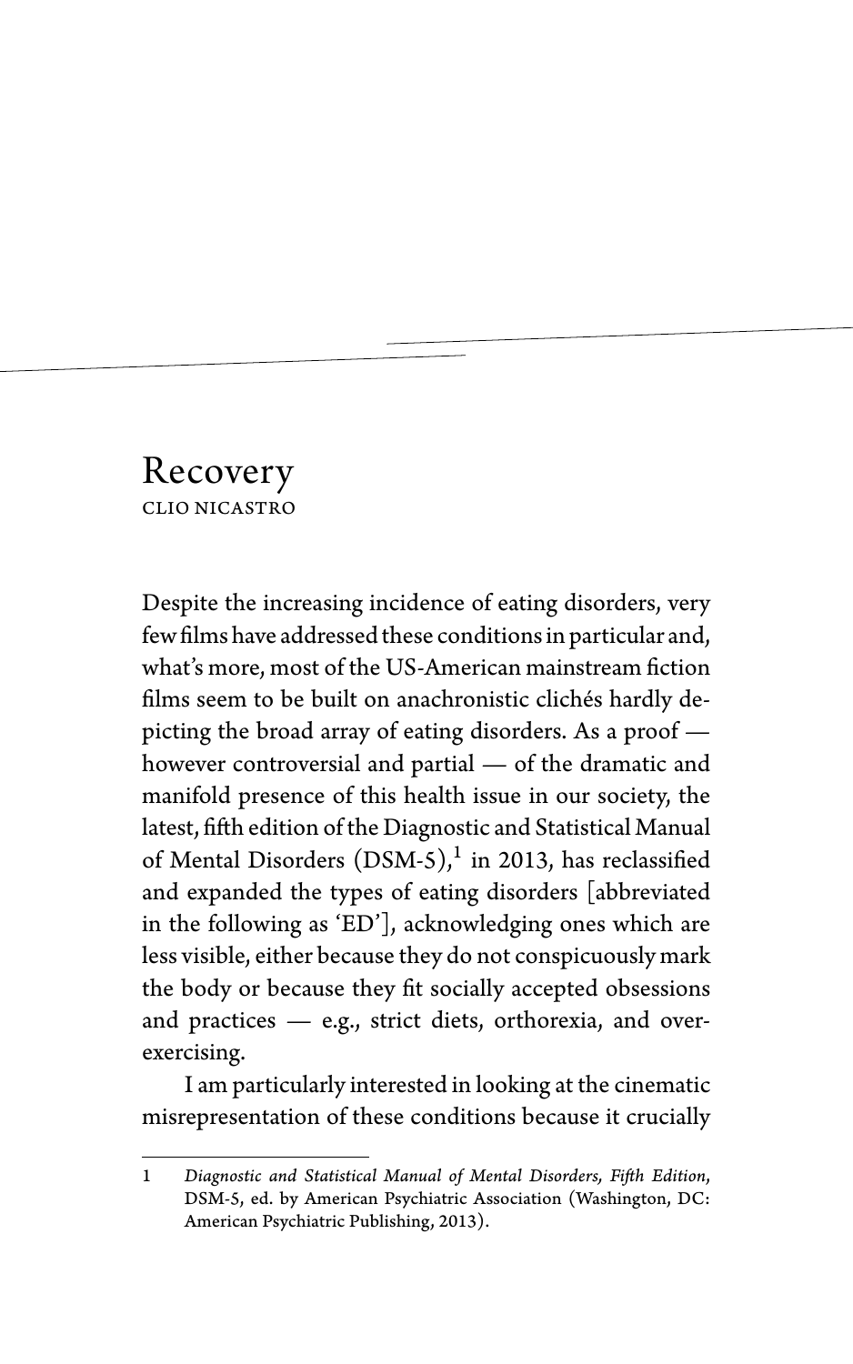# Recovery

CLIO NICASTRO

Despite the increasing incidence of eating disorders, very few films have addressed these conditions in particular and, what's more, most of the US-American mainstream fiction films seem to be built on anachronistic clichés hardly depicting the broad array of eating disorders. As a proof — however controversial and partial — of the dramatic and manifold presence of this health issue in our society, the latest, fifth edition of the Diagnostic and Statistical Manual of Mental Disorders (DSM-5),[1] in 2013, has reclassified and expanded the types of eating disorders [abbreviated in the following as 'ED'], acknowledging ones which are less visible, either because they do not conspicuously mark the body or because they fit socially accepted obsessions and practices — e.g., strict diets, orthorexia, and over-exercising.

I am particularly interested in looking at the cinematic misrepresentation of these conditions because it crucially

1 *Diagnostic and Statistical Manual of Mental Disorders, Fifth Edition*, DSM-5, ed. by American Psychiatric Association (Washington, DC: American Psychiatric Publishing, 2013).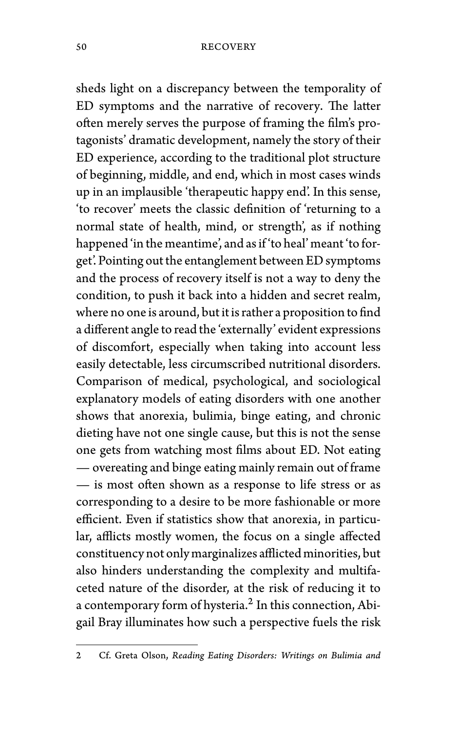sheds light on a discrepancy between the temporality of ED symptoms and the narrative of recovery. The latter often merely serves the purpose of framing the film's protagonists' dramatic development, namely the story of their ED experience, according to the traditional plot structure of beginning, middle, and end, which in most cases winds up in an implausible 'therapeutic happy end'. In this sense, 'to recover' meets the classic definition of 'returning to a normal state of health, mind, or strength', as if nothing happened 'in the meantime', and as if 'to heal' meant 'to forget'. Pointing out the entanglement between ED symptoms and the process of recovery itself is not a way to deny the condition, to push it back into a hidden and secret realm, where no one is around, but it is rather a proposition to find a different angle to read the 'externally' evident expressions of discomfort, especially when taking into account less easily detectable, less circumscribed nutritional disorders. Comparison of medical, psychological, and sociological explanatory models of eating disorders with one another shows that anorexia, bulimia, binge eating, and chronic dieting have not one single cause, but this is not the sense one gets from watching most films about ED. Not eating — overeating and binge eating mainly remain out of frame — is most often shown as a response to life stress or as corresponding to a desire to be more fashionable or more efficient. Even if statistics show that anorexia, in particular, afflicts mostly women, the focus on a single affected constituency not only marginalizes afflicted minorities, but also hinders understanding the complexity and multifaceted nature of the disorder, at the risk of reducing it to a contemporary form of hysteria.[2] In this connection, Abigail Bray illuminates how such a perspective fuels the risk

---

2 Cf. Greta Olson, *Reading Eating Disorders: Writings on Bulimia and*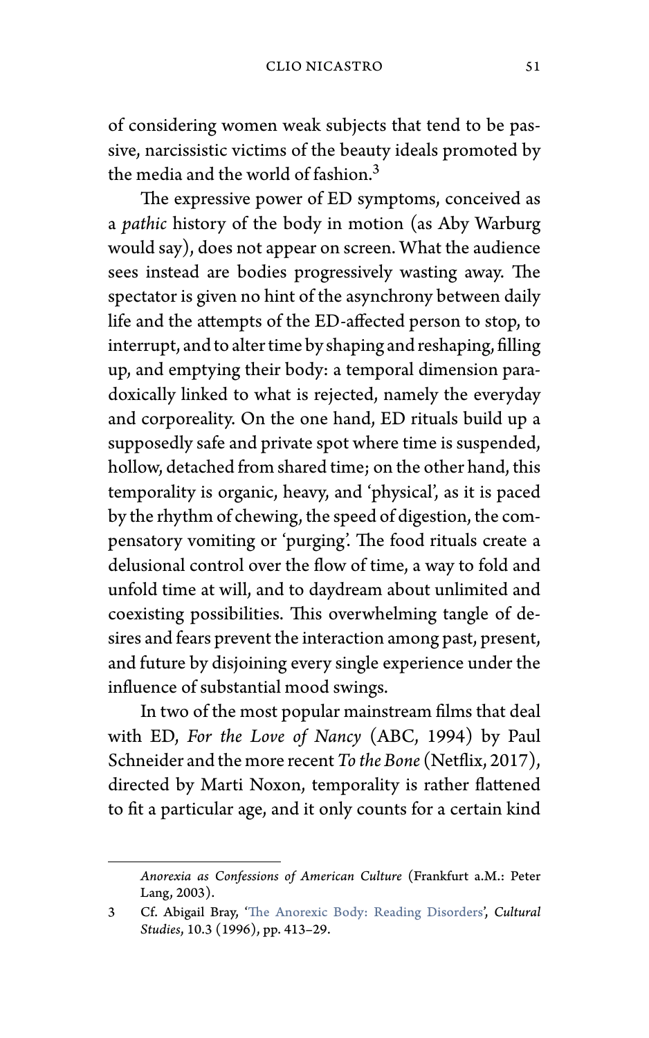of considering women weak subjects that tend to be passive, narcissistic victims of the beauty ideals promoted by the media and the world of fashion.[3]

The expressive power of ED symptoms, conceived as a *pathic* history of the body in motion (as Aby Warburg would say), does not appear on screen. What the audience sees instead are bodies progressively wasting away. The spectator is given no hint of the asynchrony between daily life and the attempts of the ED-affected person to stop, to interrupt, and to alter time by shaping and reshaping, filling up, and emptying their body: a temporal dimension paradoxically linked to what is rejected, namely the everyday and corporeality. On the one hand, ED rituals build up a supposedly safe and private spot where time is suspended, hollow, detached from shared time; on the other hand, this temporality is organic, heavy, and 'physical', as it is paced by the rhythm of chewing, the speed of digestion, the compensatory vomiting or 'purging'. The food rituals create a delusional control over the flow of time, a way to fold and unfold time at will, and to daydream about unlimited and coexisting possibilities. This overwhelming tangle of desires and fears prevent the interaction among past, present, and future by disjoining every single experience under the influence of substantial mood swings.

In two of the most popular mainstream films that deal with ED, *For the Love of Nancy* (ABC, 1994) by Paul Schneider and the more recent *To the Bone* (Netflix, 2017), directed by Marti Noxon, temporality is rather flattened to fit a particular age, and it only counts for a certain kind

---

*Anorexia as Confessions of American Culture* (Frankfurt a.M.: Peter Lang, 2003).

3 Cf. Abigail Bray, 'The Anorexic Body: Reading Disorders', *Cultural Studies*, 10.3 (1996), pp. 413–29.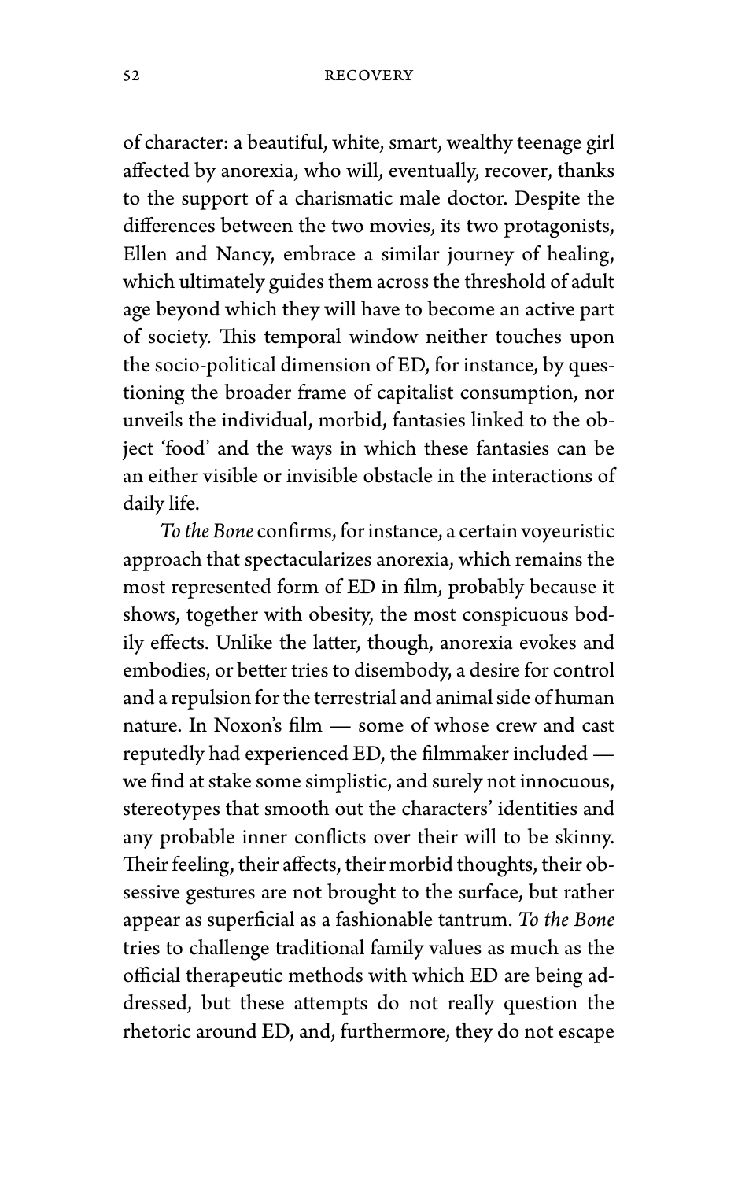of character: a beautiful, white, smart, wealthy teenage girl affected by anorexia, who will, eventually, recover, thanks to the support of a charismatic male doctor. Despite the differences between the two movies, its two protagonists, Ellen and Nancy, embrace a similar journey of healing, which ultimately guides them across the threshold of adult age beyond which they will have to become an active part of society. This temporal window neither touches upon the socio-political dimension of ED, for instance, by questioning the broader frame of capitalist consumption, nor unveils the individual, morbid, fantasies linked to the object 'food' and the ways in which these fantasies can be an either visible or invisible obstacle in the interactions of daily life.

*To the Bone* confirms, for instance, a certain voyeuristic approach that spectacularizes anorexia, which remains the most represented form of ED in film, probably because it shows, together with obesity, the most conspicuous bodily effects. Unlike the latter, though, anorexia evokes and embodies, or better tries to disembody, a desire for control and a repulsion for the terrestrial and animal side of human nature. In Noxon's film — some of whose crew and cast reputedly had experienced ED, the filmmaker included — we find at stake some simplistic, and surely not innocuous, stereotypes that smooth out the characters' identities and any probable inner conflicts over their will to be skinny. Their feeling, their affects, their morbid thoughts, their obsessive gestures are not brought to the surface, but rather appear as superficial as a fashionable tantrum. *To the Bone* tries to challenge traditional family values as much as the official therapeutic methods with which ED are being addressed, but these attempts do not really question the rhetoric around ED, and, furthermore, they do not escape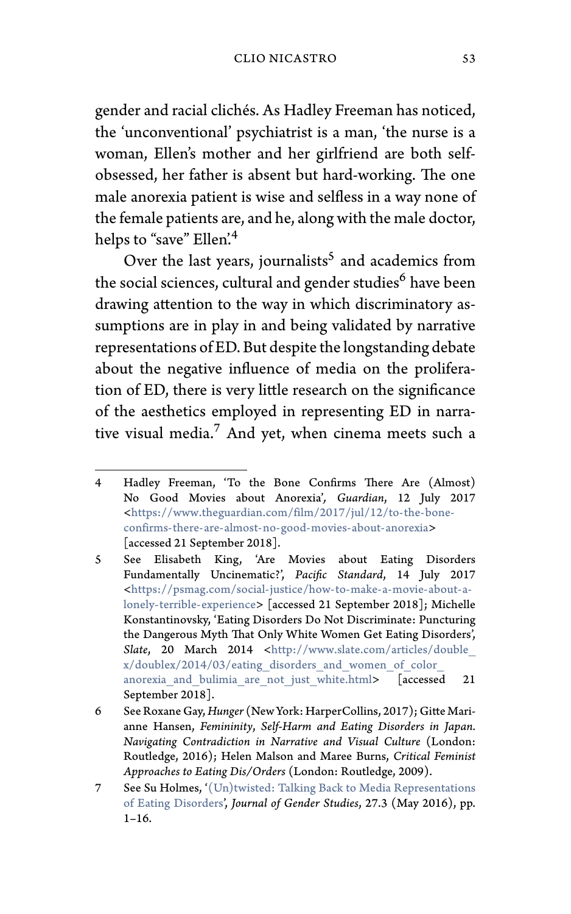gender and racial clichés. As Hadley Freeman has noticed, the 'unconventional' psychiatrist is a man, 'the nurse is a woman, Ellen's mother and her girlfriend are both self-obsessed, her father is absent but hard-working. The one male anorexia patient is wise and selfless in a way none of the female patients are, and he, along with the male doctor, helps to "save" Ellen'.[4]

Over the last years, journalists[5] and academics from the social sciences, cultural and gender studies[6] have been drawing attention to the way in which discriminatory assumptions are in play in and being validated by narrative representations of ED. But despite the longstanding debate about the negative influence of media on the proliferation of ED, there is very little research on the significance of the aesthetics employed in representing ED in narrative visual media.[7] And yet, when cinema meets such a

---

4 Hadley Freeman, 'To the Bone Confirms There Are (Almost) No Good Movies about Anorexia', *Guardian*, 12 July 2017 <https://www.theguardian.com/film/2017/jul/12/to-the-bone-confirms-there-are-almost-no-good-movies-about-anorexia> [accessed 21 September 2018].

5 See Elisabeth King, 'Are Movies about Eating Disorders Fundamentally Uncinematic?', *Pacific Standard*, 14 July 2017 <https://psmag.com/social-justice/how-to-make-a-movie-about-a-lonely-terrible-experience> [accessed 21 September 2018]; Michelle Konstantinovsky, 'Eating Disorders Do Not Discriminate: Puncturing the Dangerous Myth That Only White Women Get Eating Disorders', *Slate*, 20 March 2014 <http://www.slate.com/articles/double_x/doublex/2014/03/eating_disorders_and_women_of_color_anorexia_and_bulimia_are_not_just_white.html> [accessed 21 September 2018].

6 See Roxane Gay, *Hunger* (New York: HarperCollins, 2017); Gitte Marianne Hansen, *Femininity, Self-Harm and Eating Disorders in Japan. Navigating Contradiction in Narrative and Visual Culture* (London: Routledge, 2016); Helen Malson and Maree Burns, *Critical Feminist Approaches to Eating Dis/Orders* (London: Routledge, 2009).

7 See Su Holmes, '(Un)twisted: Talking Back to Media Representations of Eating Disorders', *Journal of Gender Studies*, 27.3 (May 2016), pp. 1–16.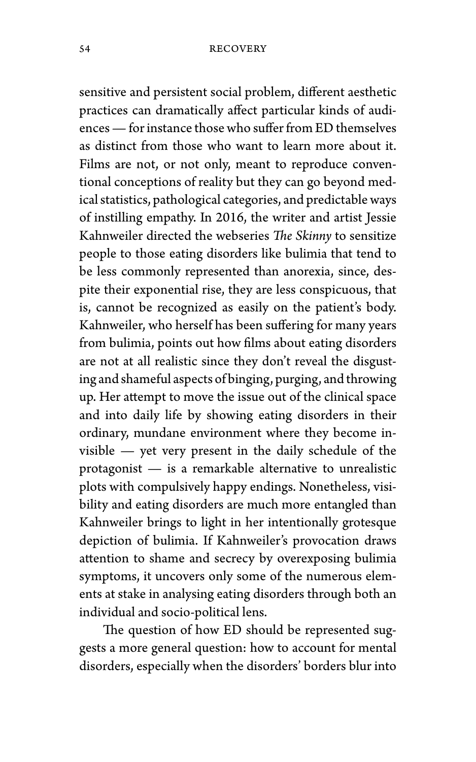sensitive and persistent social problem, different aesthetic practices can dramatically affect particular kinds of audiences — for instance those who suffer from ED themselves as distinct from those who want to learn more about it. Films are not, or not only, meant to reproduce conventional conceptions of reality but they can go beyond medical statistics, pathological categories, and predictable ways of instilling empathy. In 2016, the writer and artist Jessie Kahnweiler directed the webseries *The Skinny* to sensitize people to those eating disorders like bulimia that tend to be less commonly represented than anorexia, since, despite their exponential rise, they are less conspicuous, that is, cannot be recognized as easily on the patient's body. Kahnweiler, who herself has been suffering for many years from bulimia, points out how films about eating disorders are not at all realistic since they don't reveal the disgusting and shameful aspects of binging, purging, and throwing up. Her attempt to move the issue out of the clinical space and into daily life by showing eating disorders in their ordinary, mundane environment where they become invisible — yet very present in the daily schedule of the protagonist — is a remarkable alternative to unrealistic plots with compulsively happy endings. Nonetheless, visibility and eating disorders are much more entangled than Kahnweiler brings to light in her intentionally grotesque depiction of bulimia. If Kahnweiler's provocation draws attention to shame and secrecy by overexposing bulimia symptoms, it uncovers only some of the numerous elements at stake in analysing eating disorders through both an individual and socio-political lens.

The question of how ED should be represented suggests a more general question: how to account for mental disorders, especially when the disorders' borders blur into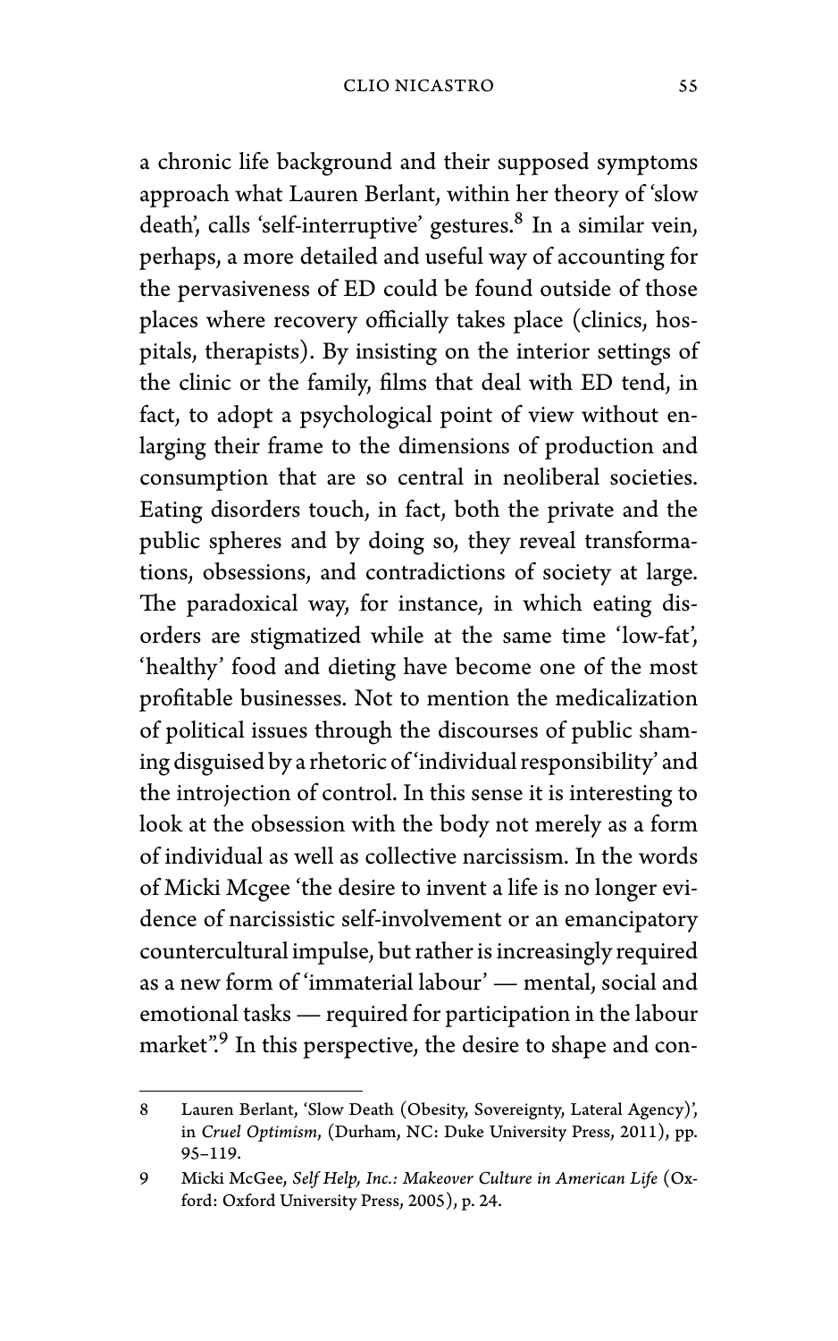a chronic life background and their supposed symptoms approach what Lauren Berlant, within her theory of 'slow death', calls 'self-interruptive' gestures.[8] In a similar vein, perhaps, a more detailed and useful way of accounting for the pervasiveness of ED could be found outside of those places where recovery officially takes place (clinics, hospitals, therapists). By insisting on the interior settings of the clinic or the family, films that deal with ED tend, in fact, to adopt a psychological point of view without enlarging their frame to the dimensions of production and consumption that are so central in neoliberal societies. Eating disorders touch, in fact, both the private and the public spheres and by doing so, they reveal transformations, obsessions, and contradictions of society at large. The paradoxical way, for instance, in which eating disorders are stigmatized while at the same time 'low-fat', 'healthy' food and dieting have become one of the most profitable businesses. Not to mention the medicalization of political issues through the discourses of public shaming disguised by a rhetoric of 'individual responsibility' and the introjection of control. In this sense it is interesting to look at the obsession with the body not merely as a form of individual as well as collective narcissism. In the words of Micki Mcgee 'the desire to invent a life is no longer evidence of narcissistic self-involvement or an emancipatory countercultural impulse, but rather is increasingly required as a new form of 'immaterial labour' — mental, social and emotional tasks — required for participation in the labour market".[9] In this perspective, the desire to shape and con-

---

8 Lauren Berlant, 'Slow Death (Obesity, Sovereignty, Lateral Agency)', in *Cruel Optimism*, (Durham, NC: Duke University Press, 2011), pp. 95–119.

9 Micki McGee, *Self Help, Inc.: Makeover Culture in American Life* (Oxford: Oxford University Press, 2005), p. 24.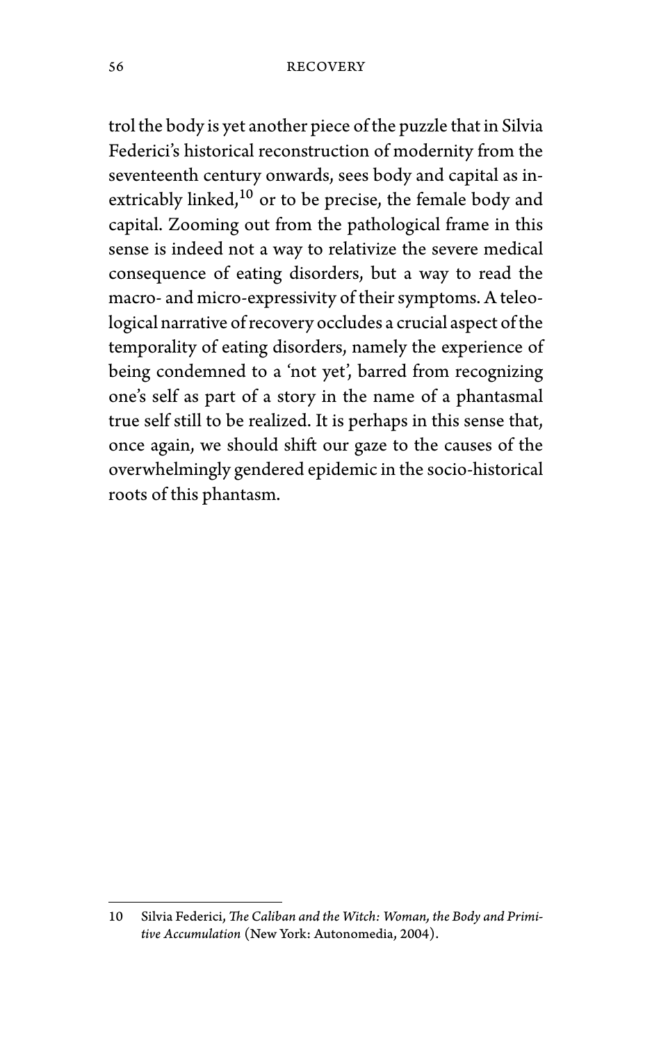trol the body is yet another piece of the puzzle that in Silvia Federici's historical reconstruction of modernity from the seventeenth century onwards, sees body and capital as inextricably linked,[10] or to be precise, the female body and capital. Zooming out from the pathological frame in this sense is indeed not a way to relativize the severe medical consequence of eating disorders, but a way to read the macro- and micro-expressivity of their symptoms. A teleological narrative of recovery occludes a crucial aspect of the temporality of eating disorders, namely the experience of being condemned to a 'not yet', barred from recognizing one's self as part of a story in the name of a phantasmal true self still to be realized. It is perhaps in this sense that, once again, we should shift our gaze to the causes of the overwhelmingly gendered epidemic in the socio-historical roots of this phantasm.

---

10 Silvia Federici, *The Caliban and the Witch: Woman, the Body and Primitive Accumulation* (New York: Autonomedia, 2004).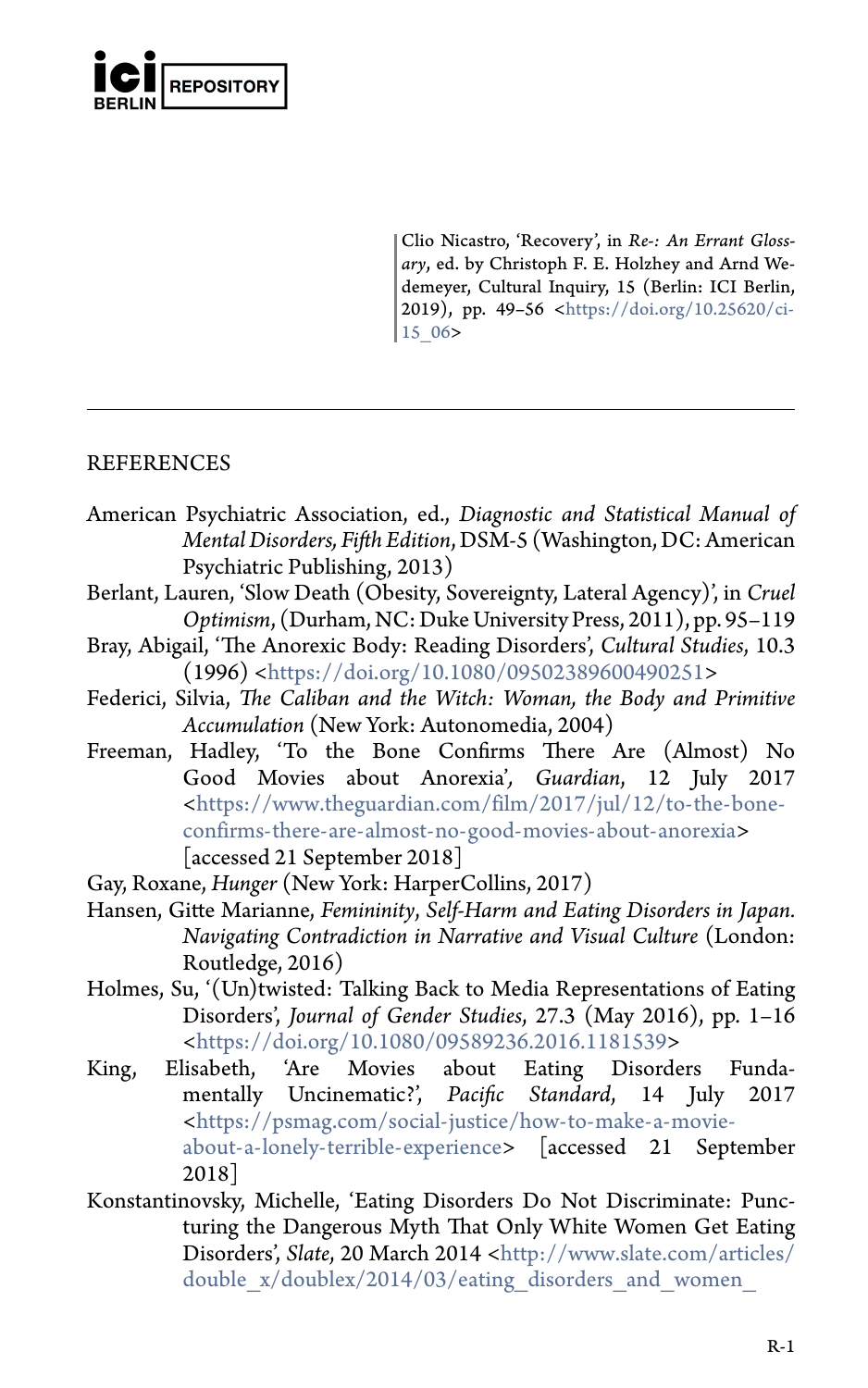Clio Nicastro, 'Recovery', in *Re-: An Errant Glossary*, ed. by Christoph F. E. Holzhey and Arnd Wedemeyer, Cultural Inquiry, 15 (Berlin: ICI Berlin, 2019), pp. 49–56 <https://doi.org/10.25620/ci-15_06>

---

## REFERENCES

American Psychiatric Association, ed., *Diagnostic and Statistical Manual of Mental Disorders, Fifth Edition*, DSM-5 (Washington, DC: American Psychiatric Publishing, 2013)

Berlant, Lauren, 'Slow Death (Obesity, Sovereignty, Lateral Agency)', in *Cruel Optimism*, (Durham, NC: Duke University Press, 2011), pp. 95–119

Bray, Abigail, 'The Anorexic Body: Reading Disorders', *Cultural Studies*, 10.3 (1996) <https://doi.org/10.1080/09502389600490251>

Federici, Silvia, *The Caliban and the Witch: Woman, the Body and Primitive Accumulation* (New York: Autonomedia, 2004)

Freeman, Hadley, 'To the Bone Confirms There Are (Almost) No Good Movies about Anorexia', *Guardian*, 12 July 2017 <https://www.theguardian.com/film/2017/jul/12/to-the-bone-confirms-there-are-almost-no-good-movies-about-anorexia> [accessed 21 September 2018]

Gay, Roxane, *Hunger* (New York: HarperCollins, 2017)

Hansen, Gitte Marianne, *Femininity, Self-Harm and Eating Disorders in Japan. Navigating Contradiction in Narrative and Visual Culture* (London: Routledge, 2016)

Holmes, Su, '(Un)twisted: Talking Back to Media Representations of Eating Disorders', *Journal of Gender Studies*, 27.3 (May 2016), pp. 1–16 <https://doi.org/10.1080/09589236.2016.1181539>

King, Elisabeth, 'Are Movies about Eating Disorders Fundamentally Uncinematic?', *Pacific Standard*, 14 July 2017 <https://psmag.com/social-justice/how-to-make-a-movie-about-a-lonely-terrible-experience> [accessed 21 September 2018]

Konstantinovsky, Michelle, 'Eating Disorders Do Not Discriminate: Puncturing the Dangerous Myth That Only White Women Get Eating Disorders', *Slate*, 20 March 2014 <http://www.slate.com/articles/double_x/doublex/2014/03/eating_disorders_and_women_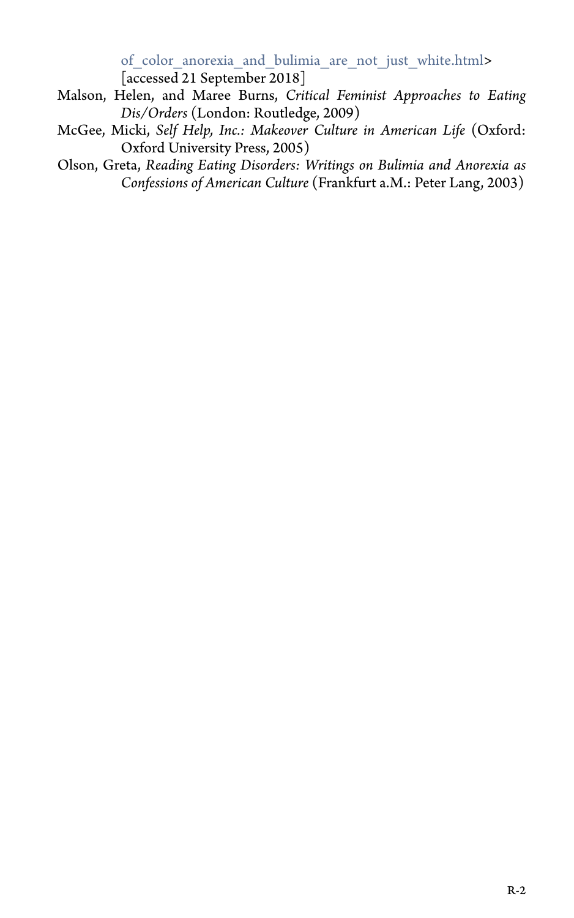of_color_anorexia_and_bulimia_are_not_just_white.html>
[accessed 21 September 2018]

Malson, Helen, and Maree Burns, *Critical Feminist Approaches to Eating Dis/Orders* (London: Routledge, 2009)

McGee, Micki, *Self Help, Inc.: Makeover Culture in American Life* (Oxford: Oxford University Press, 2005)

Olson, Greta, *Reading Eating Disorders: Writings on Bulimia and Anorexia as Confessions of American Culture* (Frankfurt a.M.: Peter Lang, 2003)